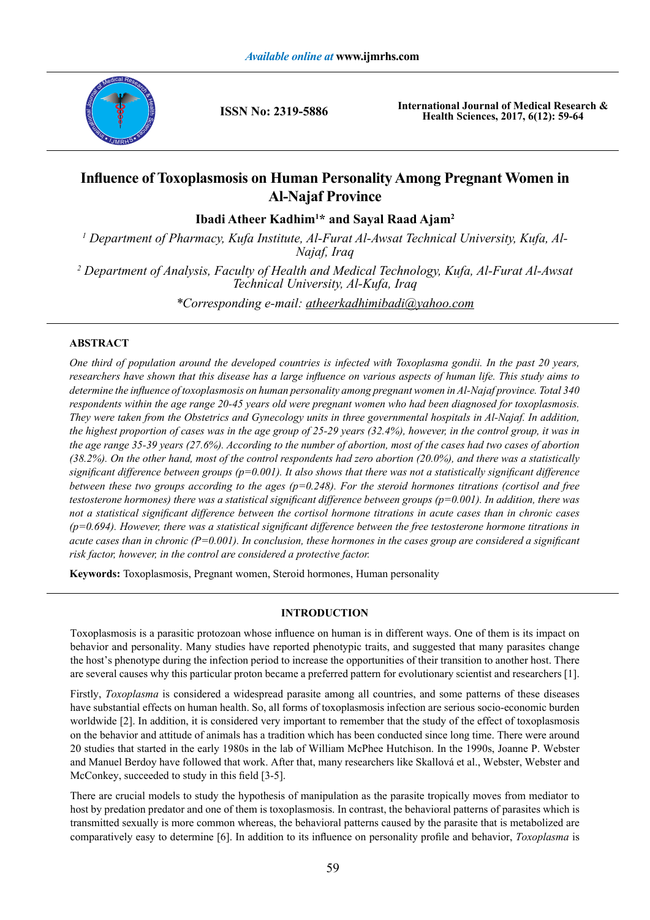# Influence of Toxoplasmosis on Human Personality Among Pregnant Women in Al-Najaf Province

**Ibadi Atheer Kadhim[1]* and Sayal Raad Ajam[2]**

*[1] Department of Pharmacy, Kufa Institute, Al-Furat Al-Awsat Technical University, Kufa, Al-Najaf, Iraq*

*[2] Department of Analysis, Faculty of Health and Medical Technology, Kufa, Al-Furat Al-Awsat Technical University, Al-Kufa, Iraq*

*\*Corresponding e-mail: atheerkadhimibadi@yahoo.com*

## ABSTRACT

*One third of population around the developed countries is infected with Toxoplasma gondii. In the past 20 years, researchers have shown that this disease has a large influence on various aspects of human life. This study aims to determine the influence of toxoplasmosis on human personality among pregnant women in Al-Najaf province. Total 340 respondents within the age range 20-45 years old were pregnant women who had been diagnosed for toxoplasmosis. They were taken from the Obstetrics and Gynecology units in three governmental hospitals in Al-Najaf. In addition, the highest proportion of cases was in the age group of 25-29 years (32.4%), however, in the control group, it was in the age range 35-39 years (27.6%). According to the number of abortion, most of the cases had two cases of abortion (38.2%). On the other hand, most of the control respondents had zero abortion (20.0%), and there was a statistically significant difference between groups (p=0.001). It also shows that there was not a statistically significant difference between these two groups according to the ages (p=0.248). For the steroid hormones titrations (cortisol and free testosterone hormones) there was a statistical significant difference between groups (p=0.001). In addition, there was not a statistical significant difference between the cortisol hormone titrations in acute cases than in chronic cases (p=0.694). However, there was a statistical significant difference between the free testosterone hormone titrations in acute cases than in chronic (P=0.001). In conclusion, these hormones in the cases group are considered a significant risk factor, however, in the control are considered a protective factor.*

**Keywords:** Toxoplasmosis, Pregnant women, Steroid hormones, Human personality

## INTRODUCTION

Toxoplasmosis is a parasitic protozoan whose influence on human is in different ways. One of them is its impact on behavior and personality. Many studies have reported phenotypic traits, and suggested that many parasites change the host's phenotype during the infection period to increase the opportunities of their transition to another host. There are several causes why this particular proton became a preferred pattern for evolutionary scientist and researchers [1].

Firstly, *Toxoplasma* is considered a widespread parasite among all countries, and some patterns of these diseases have substantial effects on human health. So, all forms of toxoplasmosis infection are serious socio-economic burden worldwide [2]. In addition, it is considered very important to remember that the study of the effect of toxoplasmosis on the behavior and attitude of animals has a tradition which has been conducted since long time. There were around 20 studies that started in the early 1980s in the lab of William McPhee Hutchison. In the 1990s, Joanne P. Webster and Manuel Berdoy have followed that work. After that, many researchers like Skallová et al., Webster, Webster and McConkey, succeeded to study in this field [3-5].

There are crucial models to study the hypothesis of manipulation as the parasite tropically moves from mediator to host by predation predator and one of them is toxoplasmosis. In contrast, the behavioral patterns of parasites which is transmitted sexually is more common whereas, the behavioral patterns caused by the parasite that is metabolized are comparatively easy to determine [6]. In addition to its influence on personality profile and behavior, *Toxoplasma* is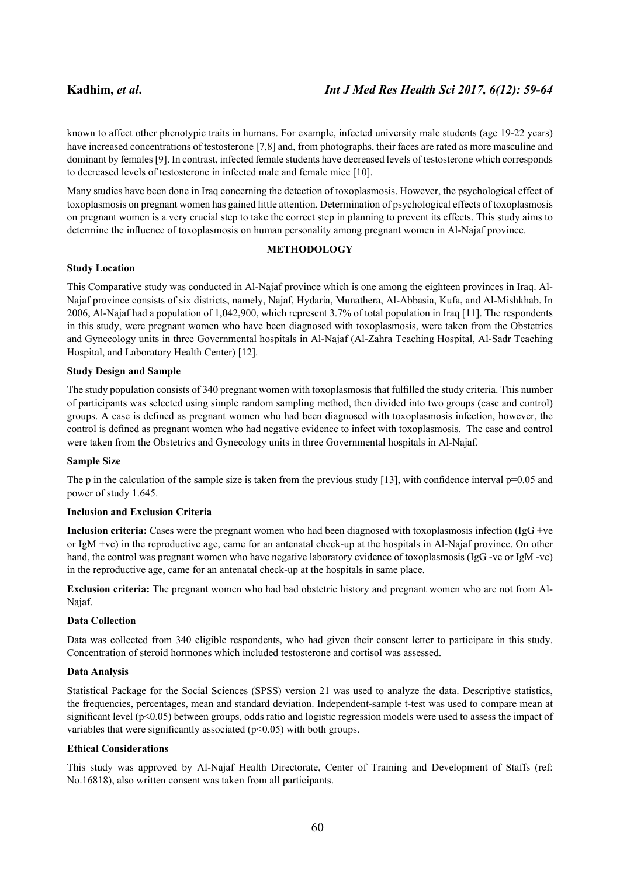known to affect other phenotypic traits in humans. For example, infected university male students (age 19-22 years) have increased concentrations of testosterone [7,8] and, from photographs, their faces are rated as more masculine and dominant by females [9]. In contrast, infected female students have decreased levels of testosterone which corresponds to decreased levels of testosterone in infected male and female mice [10].

Many studies have been done in Iraq concerning the detection of toxoplasmosis. However, the psychological effect of toxoplasmosis on pregnant women has gained little attention. Determination of psychological effects of toxoplasmosis on pregnant women is a very crucial step to take the correct step in planning to prevent its effects. This study aims to determine the influence of toxoplasmosis on human personality among pregnant women in Al-Najaf province.

## METHODOLOGY

### Study Location

This Comparative study was conducted in Al-Najaf province which is one among the eighteen provinces in Iraq. Al-Najaf province consists of six districts, namely, Najaf, Hydaria, Munathera, Al-Abbasia, Kufa, and Al-Mishkhab. In 2006, Al-Najaf had a population of 1,042,900, which represent 3.7% of total population in Iraq [11]. The respondents in this study, were pregnant women who have been diagnosed with toxoplasmosis, were taken from the Obstetrics and Gynecology units in three Governmental hospitals in Al-Najaf (Al-Zahra Teaching Hospital, Al-Sadr Teaching Hospital, and Laboratory Health Center) [12].

### Study Design and Sample

The study population consists of 340 pregnant women with toxoplasmosis that fulfilled the study criteria. This number of participants was selected using simple random sampling method, then divided into two groups (case and control) groups. A case is defined as pregnant women who had been diagnosed with toxoplasmosis infection, however, the control is defined as pregnant women who had negative evidence to infect with toxoplasmosis. The case and control were taken from the Obstetrics and Gynecology units in three Governmental hospitals in Al-Najaf.

### Sample Size

The p in the calculation of the sample size is taken from the previous study [13], with confidence interval p=0.05 and power of study 1.645.

### Inclusion and Exclusion Criteria

**Inclusion criteria:** Cases were the pregnant women who had been diagnosed with toxoplasmosis infection (IgG +ve or IgM +ve) in the reproductive age, came for an antenatal check-up at the hospitals in Al-Najaf province. On other hand, the control was pregnant women who have negative laboratory evidence of toxoplasmosis (IgG -ve or IgM -ve) in the reproductive age, came for an antenatal check-up at the hospitals in same place.

**Exclusion criteria:** The pregnant women who had bad obstetric history and pregnant women who are not from Al-Najaf.

### Data Collection

Data was collected from 340 eligible respondents, who had given their consent letter to participate in this study. Concentration of steroid hormones which included testosterone and cortisol was assessed.

### Data Analysis

Statistical Package for the Social Sciences (SPSS) version 21 was used to analyze the data. Descriptive statistics, the frequencies, percentages, mean and standard deviation. Independent-sample t-test was used to compare mean at significant level ($p<0.05$) between groups, odds ratio and logistic regression models were used to assess the impact of variables that were significantly associated ($p<0.05$) with both groups.

### Ethical Considerations

This study was approved by Al-Najaf Health Directorate, Center of Training and Development of Staffs (ref: No.16818), also written consent was taken from all participants.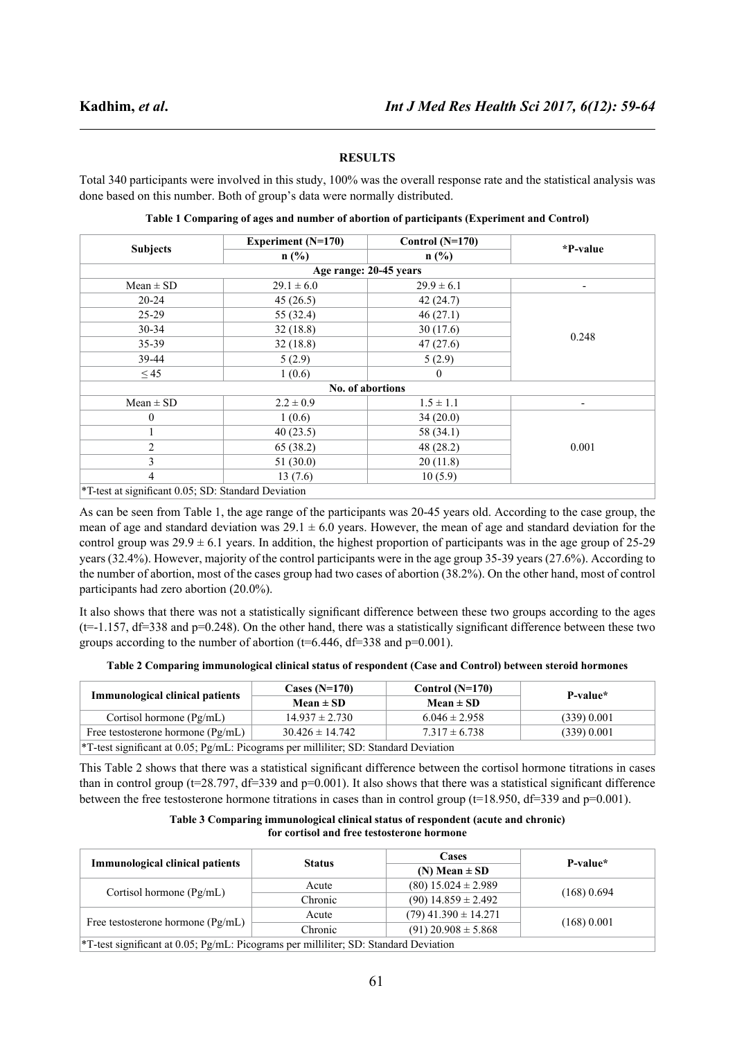## RESULTS

Total 340 participants were involved in this study, 100% was the overall response rate and the statistical analysis was done based on this number. Both of group's data were normally distributed.

**Table 1 Comparing of ages and number of abortion of participants (Experiment and Control)**

| Subjects | Experiment (N=170) | Control (N=170) | *P-value |
|---|---|---|---|
| | n (%) | n (%) | |
| **Age range: 20-45 years** | | | |
| Mean ± SD | 29.1 ± 6.0 | 29.9 ± 6.1 | - |
| 20-24 | 45 (26.5) | 42 (24.7) | 0.248 |
| 25-29 | 55 (32.4) | 46 (27.1) | |
| 30-34 | 32 (18.8) | 30 (17.6) | |
| 35-39 | 32 (18.8) | 47 (27.6) | |
| 39-44 | 5 (2.9) | 5 (2.9) | |
| ≤ 45 | 1 (0.6) | 0 | |
| **No. of abortions** | | | |
| Mean ± SD | 2.2 ± 0.9 | 1.5 ± 1.1 | - |
| 0 | 1 (0.6) | 34 (20.0) | 0.001 |
| 1 | 40 (23.5) | 58 (34.1) | |
| 2 | 65 (38.2) | 48 (28.2) | |
| 3 | 51 (30.0) | 20 (11.8) | |
| 4 | 13 (7.6) | 10 (5.9) | |
| *T-test at significant 0.05; SD: Standard Deviation | | | |

As can be seen from Table 1, the age range of the participants was 20-45 years old. According to the case group, the mean of age and standard deviation was 29.1 ± 6.0 years. However, the mean of age and standard deviation for the control group was 29.9 ± 6.1 years. In addition, the highest proportion of participants was in the age group of 25-29 years (32.4%). However, majority of the control participants were in the age group 35-39 years (27.6%). According to the number of abortion, most of the cases group had two cases of abortion (38.2%). On the other hand, most of control participants had zero abortion (20.0%).

It also shows that there was not a statistically significant difference between these two groups according to the ages (t=-1.157, df=338 and p=0.248). On the other hand, there was a statistically significant difference between these two groups according to the number of abortion (t=6.446, df=338 and p=0.001).

**Table 2 Comparing immunological clinical status of respondent (Case and Control) between steroid hormones**

| Immunological clinical patients | Cases (N=170) | Control (N=170) | P-value* |
|---|---|---|---|
| | Mean ± SD | Mean ± SD | |
| Cortisol hormone (Pg/mL) | 14.937 ± 2.730 | 6.046 ± 2.958 | (339) 0.001 |
| Free testosterone hormone (Pg/mL) | 30.426 ± 14.742 | 7.317 ± 6.738 | (339) 0.001 |
| *T-test significant at 0.05; Pg/mL: Picograms per milliliter; SD: Standard Deviation | | | |

This Table 2 shows that there was a statistical significant difference between the cortisol hormone titrations in cases than in control group (t=28.797, df=339 and p=0.001). It also shows that there was a statistical significant difference between the free testosterone hormone titrations in cases than in control group (t=18.950, df=339 and p=0.001).

**Table 3 Comparing immunological clinical status of respondent (acute and chronic) for cortisol and free testosterone hormone**

| Immunological clinical patients | Status | Cases | P-value* |
|---|---|---|---|
| | | (N) Mean ± SD | |
| Cortisol hormone (Pg/mL) | Acute | (80) 15.024 ± 2.989 | (168) 0.694 |
| | Chronic | (90) 14.859 ± 2.492 | |
| Free testosterone hormone (Pg/mL) | Acute | (79) 41.390 ± 14.271 | (168) 0.001 |
| | Chronic | (91) 20.908 ± 5.868 | |
| *T-test significant at 0.05; Pg/mL: Picograms per milliliter; SD: Standard Deviation | | | |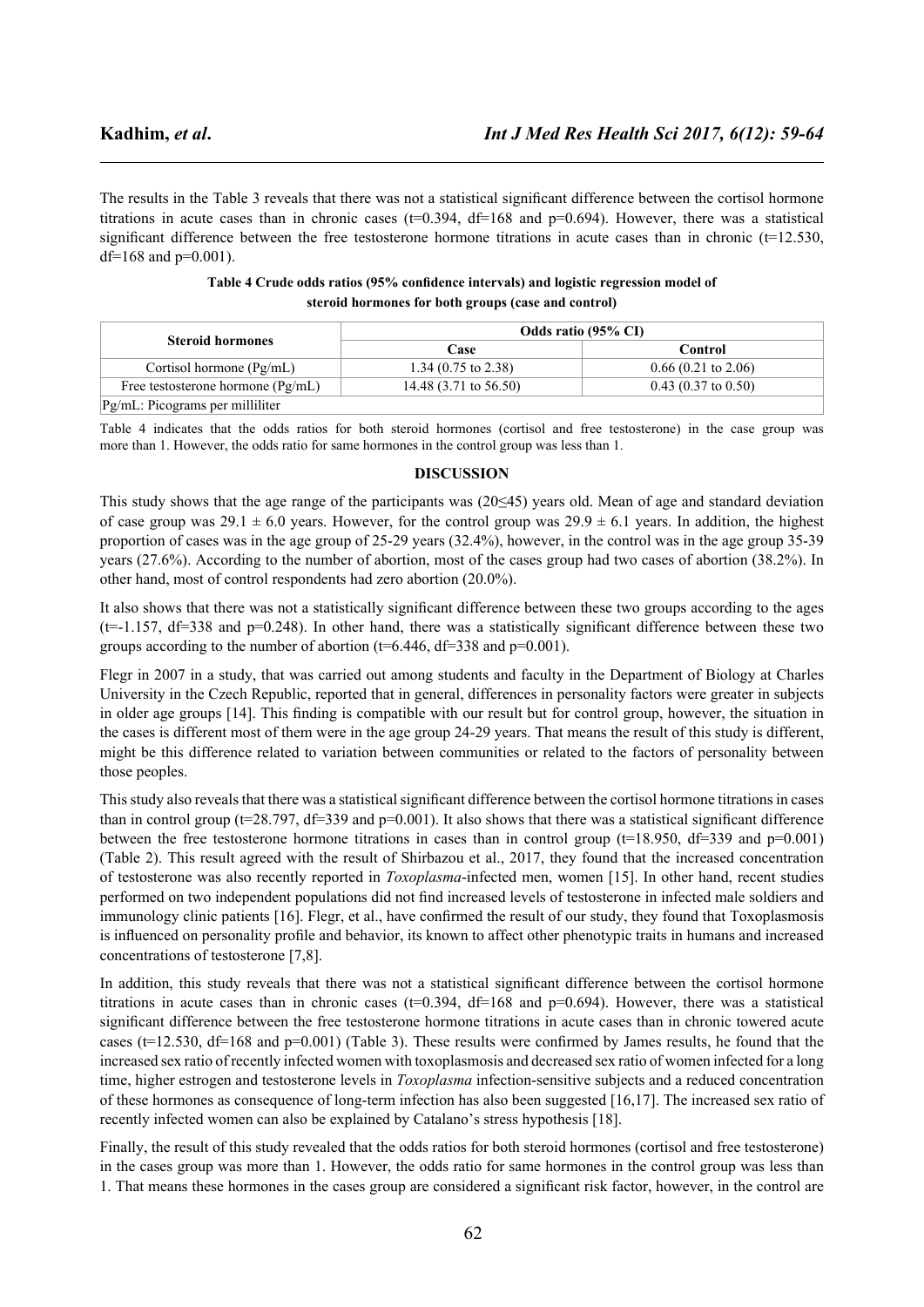The results in the Table 3 reveals that there was not a statistical significant difference between the cortisol hormone titrations in acute cases than in chronic cases (t=0.394, df=168 and p=0.694). However, there was a statistical significant difference between the free testosterone hormone titrations in acute cases than in chronic (t=12.530, df=168 and p=0.001).

**Table 4 Crude odds ratios (95% confidence intervals) and logistic regression model of steroid hormones for both groups (case and control)**

| Steroid hormones | Odds ratio (95% CI) | |
|---|---|---|
| | Case | Control |
| Cortisol hormone (Pg/mL) | 1.34 (0.75 to 2.38) | 0.66 (0.21 to 2.06) |
| Free testosterone hormone (Pg/mL) | 14.48 (3.71 to 56.50) | 0.43 (0.37 to 0.50) |
| Pg/mL: Picograms per milliliter | | |

Table 4 indicates that the odds ratios for both steroid hormones (cortisol and free testosterone) in the case group was more than 1. However, the odds ratio for same hormones in the control group was less than 1.

## DISCUSSION

This study shows that the age range of the participants was (20≤45) years old. Mean of age and standard deviation of case group was 29.1 ± 6.0 years. However, for the control group was 29.9 ± 6.1 years. In addition, the highest proportion of cases was in the age group of 25-29 years (32.4%), however, in the control was in the age group 35-39 years (27.6%). According to the number of abortion, most of the cases group had two cases of abortion (38.2%). In other hand, most of control respondents had zero abortion (20.0%).

It also shows that there was not a statistically significant difference between these two groups according to the ages (t=-1.157, df=338 and p=0.248). In other hand, there was a statistically significant difference between these two groups according to the number of abortion (t=6.446, df=338 and p=0.001).

Flegr in 2007 in a study, that was carried out among students and faculty in the Department of Biology at Charles University in the Czech Republic, reported that in general, differences in personality factors were greater in subjects in older age groups [14]. This finding is compatible with our result but for control group, however, the situation in the cases is different most of them were in the age group 24-29 years. That means the result of this study is different, might be this difference related to variation between communities or related to the factors of personality between those peoples.

This study also reveals that there was a statistical significant difference between the cortisol hormone titrations in cases than in control group (t=28.797, df=339 and p=0.001). It also shows that there was a statistical significant difference between the free testosterone hormone titrations in cases than in control group (t=18.950, df=339 and p=0.001) (Table 2). This result agreed with the result of Shirbazou et al., 2017, they found that the increased concentration of testosterone was also recently reported in *Toxoplasma*-infected men, women [15]. In other hand, recent studies performed on two independent populations did not find increased levels of testosterone in infected male soldiers and immunology clinic patients [16]. Flegr, et al., have confirmed the result of our study, they found that Toxoplasmosis is influenced on personality profile and behavior, its known to affect other phenotypic traits in humans and increased concentrations of testosterone [7,8].

In addition, this study reveals that there was not a statistical significant difference between the cortisol hormone titrations in acute cases than in chronic cases (t=0.394, df=168 and p=0.694). However, there was a statistical significant difference between the free testosterone hormone titrations in acute cases than in chronic towered acute cases (t=12.530, df=168 and p=0.001) (Table 3). These results were confirmed by James results, he found that the increased sex ratio of recently infected women with toxoplasmosis and decreased sex ratio of women infected for a long time, higher estrogen and testosterone levels in *Toxoplasma* infection-sensitive subjects and a reduced concentration of these hormones as consequence of long-term infection has also been suggested [16,17]. The increased sex ratio of recently infected women can also be explained by Catalano's stress hypothesis [18].

Finally, the result of this study revealed that the odds ratios for both steroid hormones (cortisol and free testosterone) in the cases group was more than 1. However, the odds ratio for same hormones in the control group was less than 1. That means these hormones in the cases group are considered a significant risk factor, however, in the control are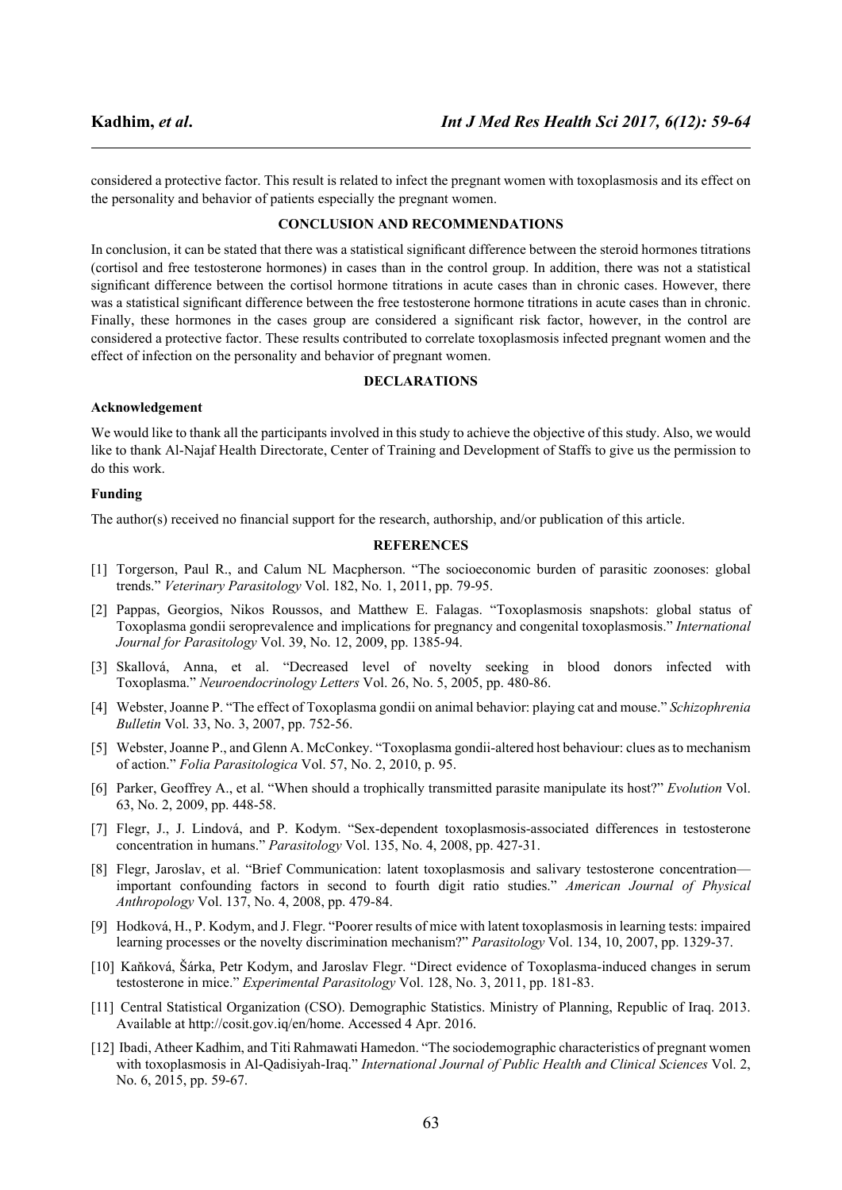considered a protective factor. This result is related to infect the pregnant women with toxoplasmosis and its effect on the personality and behavior of patients especially the pregnant women.

## CONCLUSION AND RECOMMENDATIONS

In conclusion, it can be stated that there was a statistical significant difference between the steroid hormones titrations (cortisol and free testosterone hormones) in cases than in the control group. In addition, there was not a statistical significant difference between the cortisol hormone titrations in acute cases than in chronic cases. However, there was a statistical significant difference between the free testosterone hormone titrations in acute cases than in chronic. Finally, these hormones in the cases group are considered a significant risk factor, however, in the control are considered a protective factor. These results contributed to correlate toxoplasmosis infected pregnant women and the effect of infection on the personality and behavior of pregnant women.

## DECLARATIONS

### Acknowledgement

We would like to thank all the participants involved in this study to achieve the objective of this study. Also, we would like to thank Al-Najaf Health Directorate, Center of Training and Development of Staffs to give us the permission to do this work.

### Funding

The author(s) received no financial support for the research, authorship, and/or publication of this article.

## REFERENCES

[1] Torgerson, Paul R., and Calum NL Macpherson. "The socioeconomic burden of parasitic zoonoses: global trends." *Veterinary Parasitology* Vol. 182, No. 1, 2011, pp. 79-95.

[2] Pappas, Georgios, Nikos Roussos, and Matthew E. Falagas. "Toxoplasmosis snapshots: global status of Toxoplasma gondii seroprevalence and implications for pregnancy and congenital toxoplasmosis." *International Journal for Parasitology* Vol. 39, No. 12, 2009, pp. 1385-94.

[3] Skallová, Anna, et al. "Decreased level of novelty seeking in blood donors infected with Toxoplasma." *Neuroendocrinology Letters* Vol. 26, No. 5, 2005, pp. 480-86.

[4] Webster, Joanne P. "The effect of Toxoplasma gondii on animal behavior: playing cat and mouse." *Schizophrenia Bulletin* Vol. 33, No. 3, 2007, pp. 752-56.

[5] Webster, Joanne P., and Glenn A. McConkey. "Toxoplasma gondii-altered host behaviour: clues as to mechanism of action." *Folia Parasitologica* Vol. 57, No. 2, 2010, p. 95.

[6] Parker, Geoffrey A., et al. "When should a trophically transmitted parasite manipulate its host?" *Evolution* Vol. 63, No. 2, 2009, pp. 448-58.

[7] Flegr, J., J. Lindová, and P. Kodym. "Sex-dependent toxoplasmosis-associated differences in testosterone concentration in humans." *Parasitology* Vol. 135, No. 4, 2008, pp. 427-31.

[8] Flegr, Jaroslav, et al. "Brief Communication: latent toxoplasmosis and salivary testosterone concentration—important confounding factors in second to fourth digit ratio studies." *American Journal of Physical Anthropology* Vol. 137, No. 4, 2008, pp. 479-84.

[9] Hodková, H., P. Kodym, and J. Flegr. "Poorer results of mice with latent toxoplasmosis in learning tests: impaired learning processes or the novelty discrimination mechanism?" *Parasitology* Vol. 134, 10, 2007, pp. 1329-37.

[10] Kaňková, Šárka, Petr Kodym, and Jaroslav Flegr. "Direct evidence of Toxoplasma-induced changes in serum testosterone in mice." *Experimental Parasitology* Vol. 128, No. 3, 2011, pp. 181-83.

[11] Central Statistical Organization (CSO). Demographic Statistics. Ministry of Planning, Republic of Iraq. 2013. Available at http://cosit.gov.iq/en/home. Accessed 4 Apr. 2016.

[12] Ibadi, Atheer Kadhim, and Titi Rahmawati Hamedon. "The sociodemographic characteristics of pregnant women with toxoplasmosis in Al-Qadisiyah-Iraq." *International Journal of Public Health and Clinical Sciences* Vol. 2, No. 6, 2015, pp. 59-67.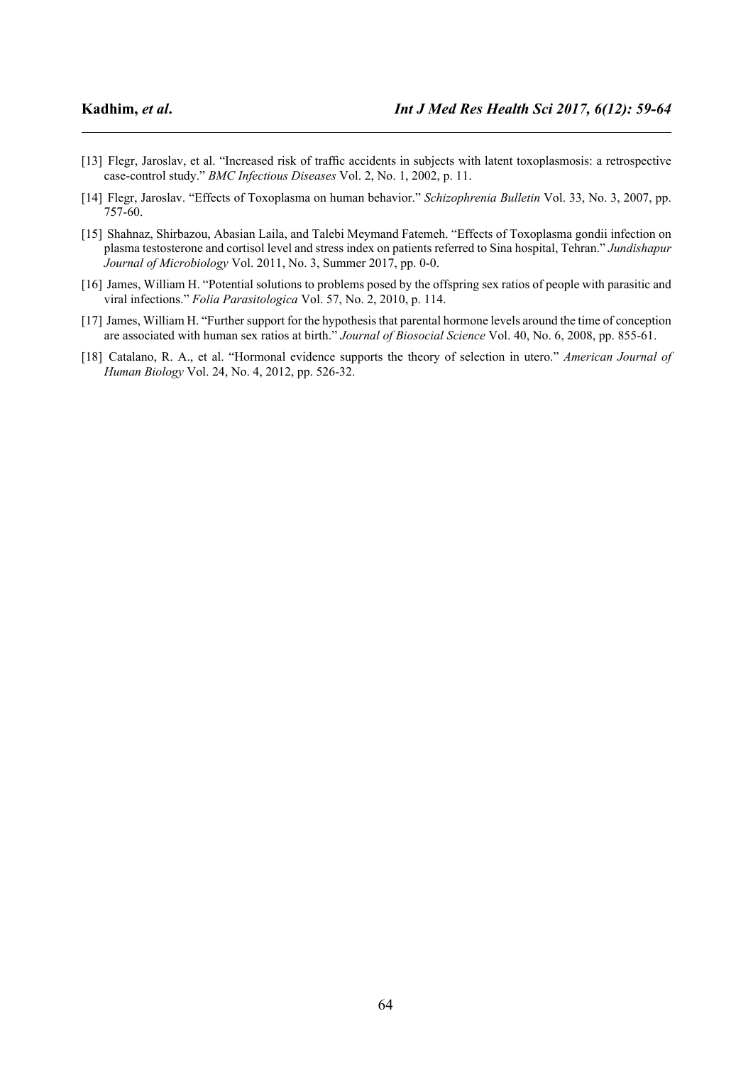[13] Flegr, Jaroslav, et al. "Increased risk of traffic accidents in subjects with latent toxoplasmosis: a retrospective case-control study." *BMC Infectious Diseases* Vol. 2, No. 1, 2002, p. 11.

[14] Flegr, Jaroslav. "Effects of Toxoplasma on human behavior." *Schizophrenia Bulletin* Vol. 33, No. 3, 2007, pp. 757-60.

[15] Shahnaz, Shirbazou, Abasian Laila, and Talebi Meymand Fatemeh. "Effects of Toxoplasma gondii infection on plasma testosterone and cortisol level and stress index on patients referred to Sina hospital, Tehran." *Jundishapur Journal of Microbiology* Vol. 2011, No. 3, Summer 2017, pp. 0-0.

[16] James, William H. "Potential solutions to problems posed by the offspring sex ratios of people with parasitic and viral infections." *Folia Parasitologica* Vol. 57, No. 2, 2010, p. 114.

[17] James, William H. "Further support for the hypothesis that parental hormone levels around the time of conception are associated with human sex ratios at birth." *Journal of Biosocial Science* Vol. 40, No. 6, 2008, pp. 855-61.

[18] Catalano, R. A., et al. "Hormonal evidence supports the theory of selection in utero." *American Journal of Human Biology* Vol. 24, No. 4, 2012, pp. 526-32.